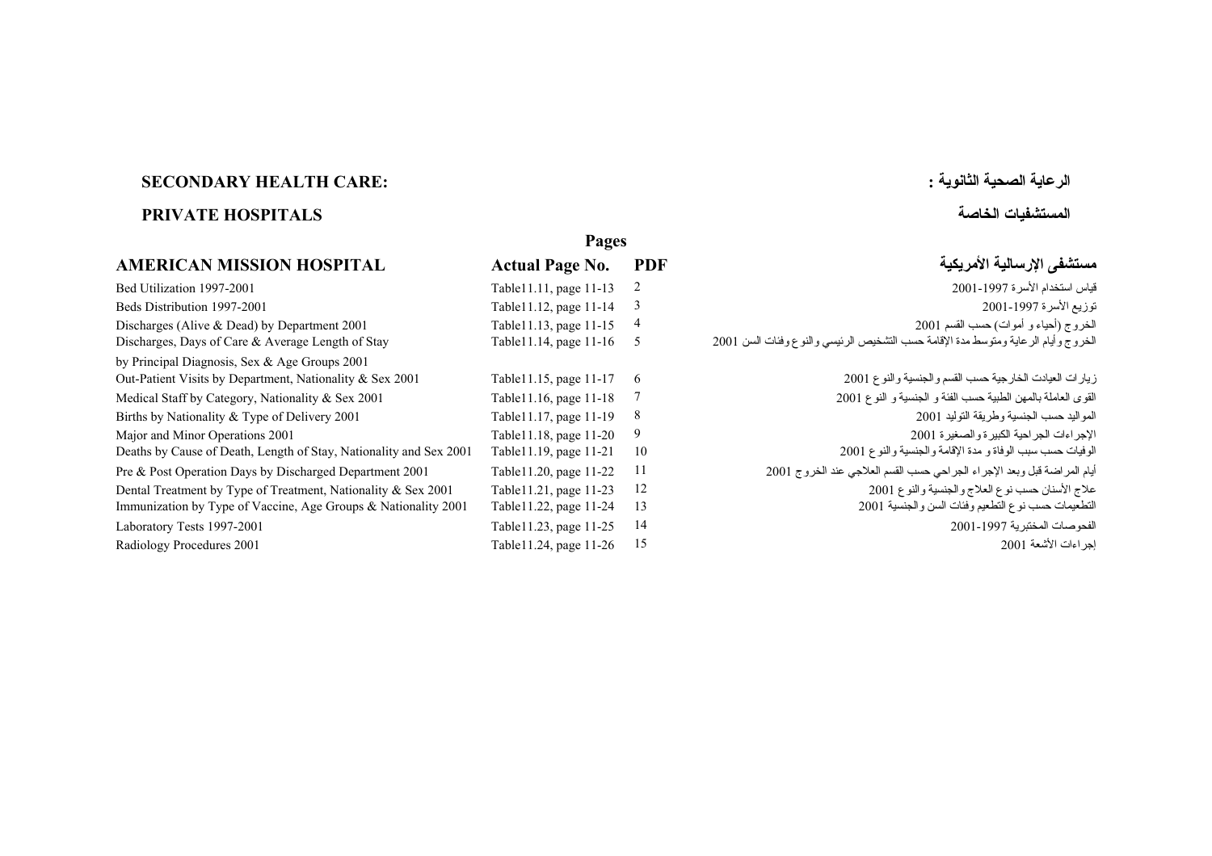## SECONDARY HEALTH CARE: الرعاية الصحية الثانوية :

## PRIVATE HOSPITALS المستشفيات الخاصة

| AMERICAN MISSION HOSPITAL | Actual Page No. | PDF | مستشفى الإرسالية الأمريكية |
|---|---|---|---|
| Bed Utilization 1997-2001 | Table11.11, page 11-13 | 2 | قياس استخدام الأسرة 1997-2001 |
| Beds Distribution 1997-2001 | Table11.12, page 11-14 | 3 | توزيع الأسرة 1997-2001 |
| Discharges (Alive & Dead) by Department 2001 | Table11.13, page 11-15 | 4 | الخروج (أحياء و أموات) حسب القسم 2001 |
| Discharges, Days of Care & Average Length of Stay by Principal Diagnosis, Sex & Age Groups 2001 | Table11.14, page 11-16 | 5 | الخروج وأيام الرعاية ومتوسط مدة الإقامة حسب التشخيص الرئيسي والنوع وفئات السن 2001 |
| Out-Patient Visits by Department, Nationality & Sex 2001 | Table11.15, page 11-17 | 6 | زيارات العيادت الخارجية حسب القسم والجنسية والنوع 2001 |
| Medical Staff by Category, Nationality & Sex 2001 | Table11.16, page 11-18 | 7 | القوى العاملة بالمهن الطبية حسب الفئة و الجنسية و النوع 2001 |
| Births by Nationality & Type of Delivery 2001 | Table11.17, page 11-19 | 8 | المواليد حسب الجنسية وطريقة التوليد 2001 |
| Major and Minor Operations 2001 | Table11.18, page 11-20 | 9 | الإجراءات الجراحية الكبيرة والصغيرة 2001 |
| Deaths by Cause of Death, Length of Stay, Nationality and Sex 2001 | Table11.19, page 11-21 | 10 | الوفيات حسب سبب الوفاة و مدة الإقامة والجنسية والنوع 2001 |
| Pre & Post Operation Days by Discharged Department 2001 | Table11.20, page 11-22 | 11 | أيام المراضة قبل وبعد الإجراء الجراحي حسب القسم العلاجي عند الخروج 2001 |
| Dental Treatment by Type of Treatment, Nationality & Sex 2001 | Table11.21, page 11-23 | 12 | علاج الأسنان حسب نوع العلاج والجنسية والنوع 2001 |
| Immunization by Type of Vaccine, Age Groups & Nationality 2001 | Table11.22, page 11-24 | 13 | التطعيمات حسب نوع التطعيم وفئات السن والجنسية 2001 |
| Laboratory Tests 1997-2001 | Table11.23, page 11-25 | 14 | الفحوصات المختبرية 1997-2001 |
| Radiology Procedures 2001 | Table11.24, page 11-26 | 15 | إجراءات الأشعة 2001 |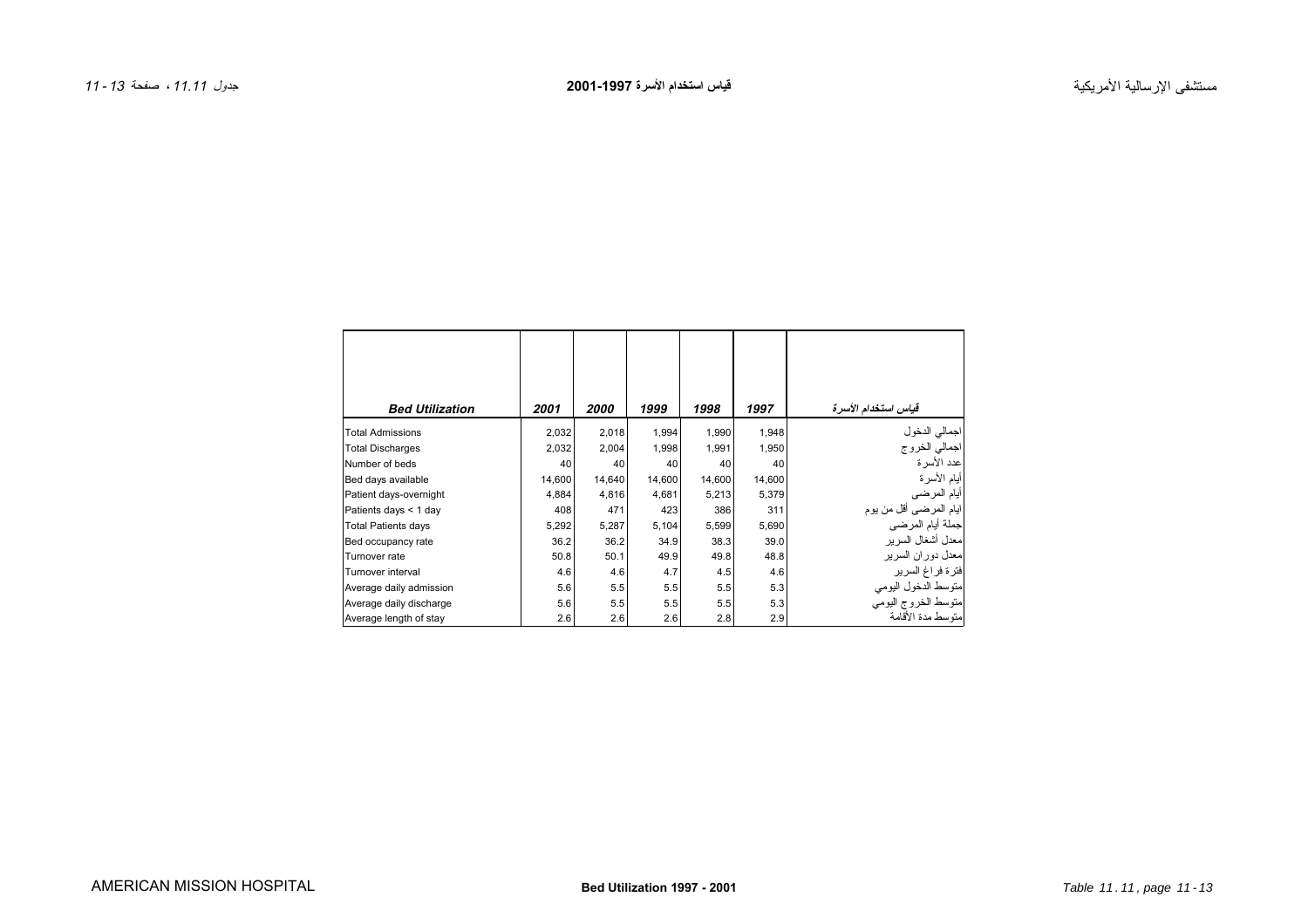| **Bed Utilization** | **2001** | **2000** | **1999** | **1998** | **1997** | **قياس استخدام الأسرة** |
|---|---|---|---|---|---|---|
| Total Admissions | 2,032 | 2,018 | 1,994 | 1,990 | 1,948 | اجمالي الدخول |
| Total Discharges | 2,032 | 2,004 | 1,998 | 1,991 | 1,950 | اجمالي الخروج |
| Number of beds | 40 | 40 | 40 | 40 | 40 | عدد الأسرة |
| Bed days available | 14,600 | 14,640 | 14,600 | 14,600 | 14,600 | أيام الأسرة |
| Patient days-overnight | 4,884 | 4,816 | 4,681 | 5,213 | 5,379 | أيام المرضى |
| Patients days < 1 day | 408 | 471 | 423 | 386 | 311 | أيام المرضى أقل من يوم |
| Total Patients days | 5,292 | 5,287 | 5,104 | 5,599 | 5,690 | جملة أيام المرضى |
| Bed occupancy rate | 36.2 | 36.2 | 34.9 | 38.3 | 39.0 | معدل أشغال السرير |
| Turnover rate | 50.8 | 50.1 | 49.9 | 49.8 | 48.8 | معدل دوران السرير |
| Turnover interval | 4.6 | 4.6 | 4.7 | 4.5 | 4.6 | فترة فراغ السرير |
| Average daily admission | 5.6 | 5.5 | 5.5 | 5.5 | 5.3 | متوسط الدخول اليومي |
| Average daily discharge | 5.6 | 5.5 | 5.5 | 5.5 | 5.3 | متوسط الخروج اليومي |
| Average length of stay | 2.6 | 2.6 | 2.6 | 2.8 | 2.9 | متوسط مدة الاقامة |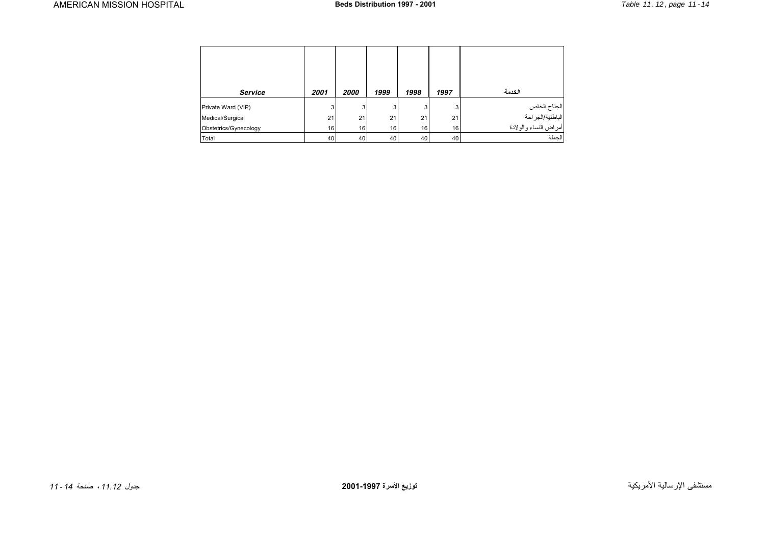| *Service* | *2001* | *2000* | *1999* | *1998* | *1997* | *الخدمة* |
|---|---|---|---|---|---|---|
| Private Ward (VIP) | 3 | 3 | 3 | 3 | 3 | الجناح الخاص |
| Medical/Surgical | 21 | 21 | 21 | 21 | 21 | الباطنية/الجراحة |
| Obstetrics/Gynecology | 16 | 16 | 16 | 16 | 16 | أمراض النساء والولادة |
| Total | 40 | 40 | 40 | 40 | 40 | الجملة |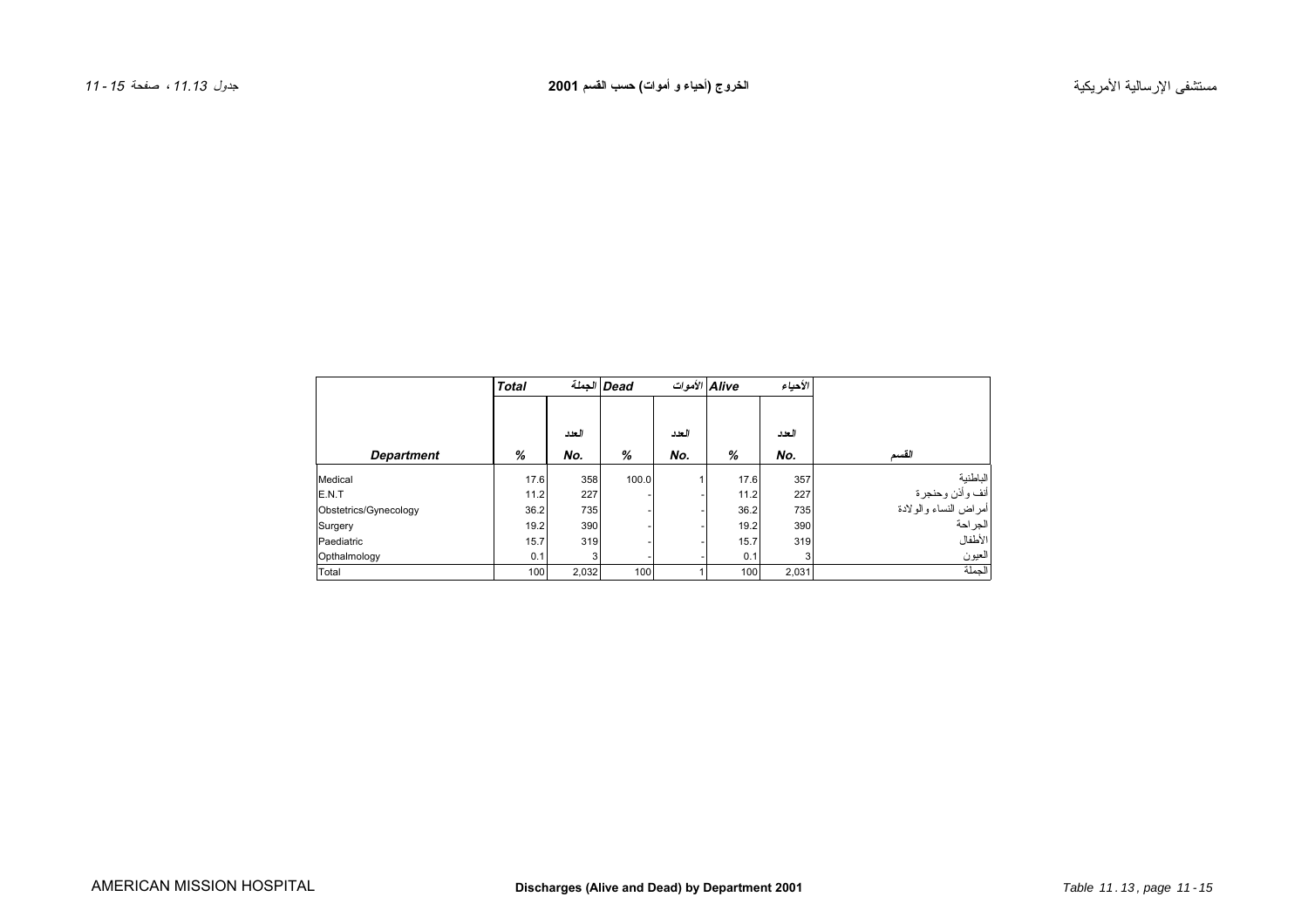مستشفى الإرسالية الأمريكية

**الخروج (أحياء و أموات) حسب القسم 2001**

جدول 11.13 ، صفحة 15 - 11

| | *Total* | الجملة | *Dead* | الأموات | *Alive* | الأحياء | |
|---|---|---|---|---|---|---|---|
| | | العدد | | العدد | | العدد | |
| ***Department*** | *%* | *No.* | *%* | *No.* | *%* | *No.* | القسم |
| Medical | 17.6 | 358 | 100.0 | 1 | 17.6 | 357 | الباطنية |
| E.N.T | 11.2 | 227 | - | - | 11.2 | 227 | أنف وأذن وحنجرة |
| Obstetrics/Gynecology | 36.2 | 735 | - | - | 36.2 | 735 | أمراض النساء والولادة |
| Surgery | 19.2 | 390 | - | - | 19.2 | 390 | الجراحة |
| Paediatric | 15.7 | 319 | - | - | 15.7 | 319 | الأطفال |
| Opthalmology | 0.1 | 3 | - | - | 0.1 | 3 | العيون |
| Total | 100 | 2,032 | 100 | 1 | 100 | 2,031 | الجملة |

AMERICAN MISSION HOSPITAL

**Discharges (Alive and Dead) by Department 2001**

*Table 11.13, page 11-15*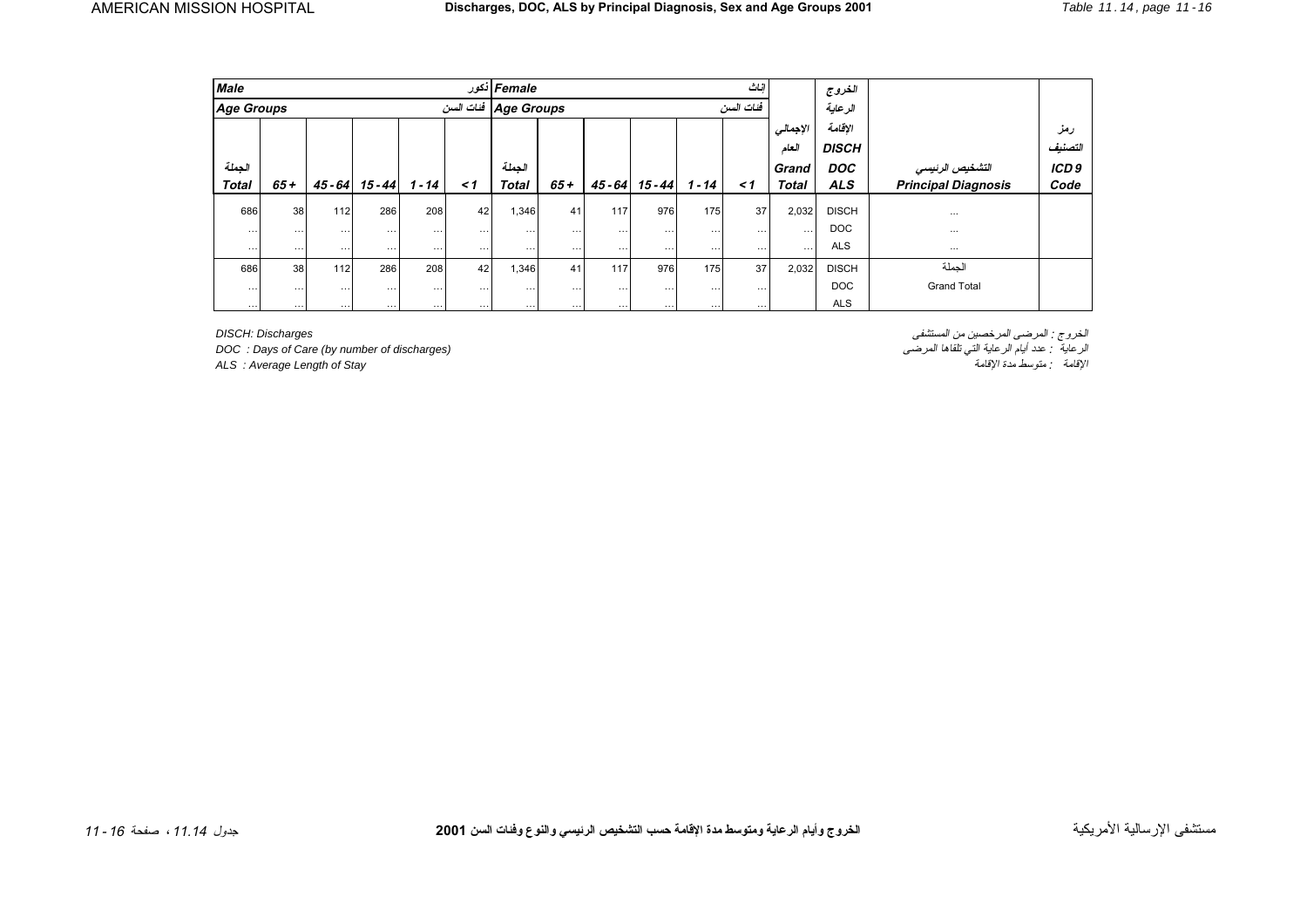# Discharges, DOC, ALS by Principal Diagnosis, Sex and Age Groups 2001

## الخروج وأيام الرعاية ومتوسط مدة الإقامة حسب التشخيص الرئيسي والنوع وفئات السن 2001

AMERICAN MISSION HOSPITAL — مستشفى الإرسالية الأمريكية

Table 11.14, page 11-16

| Male ذكور | | | | | | Female إناث | | | | | | | | | |
|---|---|---|---|---|---|---|---|---|---|---|---|---|---|---|---|
| Age Groups فئات السن | | | | | | Age Groups فئات السن | | | | | | | | | |
| الجملة Total | 65+ | 45 - 64 | 15 - 44 | 1 - 14 | < 1 | الجملة Total | 65+ | 45 - 64 | 15 - 44 | 1 - 14 | < 1 | الإجمالي العام Grand Total | الخروج الرعاية الإقامة DISCH DOC ALS | التشخيص الرئيسي Principal Diagnosis | رمز التصنيف ICD 9 Code |
| 686 | 38 | 112 | 286 | 208 | 42 | 1,346 | 41 | 117 | 976 | 175 | 37 | 2,032 | DISCH | ... | |
| … | … | … | … | … | … | … | … | … | … | … | … | … | DOC | ... | |
| … | … | … | … | … | … | … | … | … | … | … | … | … | ALS | ... | |
| 686 | 38 | 112 | 286 | 208 | 42 | 1,346 | 41 | 117 | 976 | 175 | 37 | 2,032 | DISCH | الجملة | |
| … | … | … | … | … | … | … | … | … | … | … | … | | DOC | Grand Total | |
| … | … | … | … | … | … | … | … | … | … | … | … | | ALS | | |

DISCH: Discharges
DOC : Days of Care (by number of discharges)
ALS : Average Length of Stay

الخروج : المرضى المرخصين من المستشفى
الرعاية : عدد أيام الرعاية التي تلقاها المرضى
الإقامة : متوسط مدة الإقامة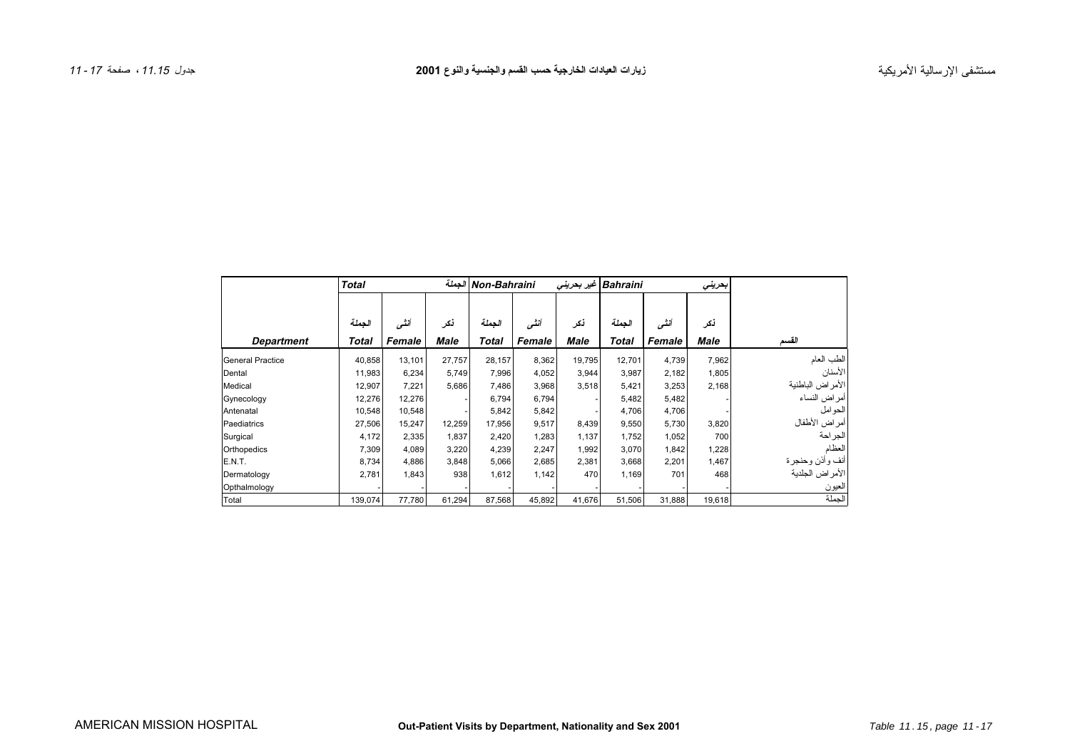# مستشفى الإرسالية الأمريكية

## زيارات العيادات الخارجية حسب القسم والجنسية والنوع 2001

جدول 11.15 ، صفحة 17 - 11

| | Total | | الجملة | Non-Bahraini | | غير بحريني | Bahraini | | بحريني | |
|---|---|---|---|---|---|---|---|---|---|---|
| | الجملة | أنثى | ذكر | الجملة | أنثى | ذكر | الجملة | أنثى | ذكر | |
| **Department** | **Total** | **Female** | **Male** | **Total** | **Female** | **Male** | **Total** | **Female** | **Male** | **القسم** |
| General Practice | 40,858 | 13,101 | 27,757 | 28,157 | 8,362 | 19,795 | 12,701 | 4,739 | 7,962 | الطب العام |
| Dental | 11,983 | 6,234 | 5,749 | 7,996 | 4,052 | 3,944 | 3,987 | 2,182 | 1,805 | الأسنان |
| Medical | 12,907 | 7,221 | 5,686 | 7,486 | 3,968 | 3,518 | 5,421 | 3,253 | 2,168 | الأمراض الباطنية |
| Gynecology | 12,276 | 12,276 | - | 6,794 | 6,794 | - | 5,482 | 5,482 | - | أمراض النساء |
| Antenatal | 10,548 | 10,548 | - | 5,842 | 5,842 | - | 4,706 | 4,706 | - | الحوامل |
| Paediatrics | 27,506 | 15,247 | 12,259 | 17,956 | 9,517 | 8,439 | 9,550 | 5,730 | 3,820 | أمراض الأطفال |
| Surgical | 4,172 | 2,335 | 1,837 | 2,420 | 1,283 | 1,137 | 1,752 | 1,052 | 700 | الجراحة |
| Orthopedics | 7,309 | 4,089 | 3,220 | 4,239 | 2,247 | 1,992 | 3,070 | 1,842 | 1,228 | العظام |
| E.N.T. | 8,734 | 4,886 | 3,848 | 5,066 | 2,685 | 2,381 | 3,668 | 2,201 | 1,467 | أنف وأذن وحنجرة |
| Dermatology | 2,781 | 1,843 | 938 | 1,612 | 1,142 | 470 | 1,169 | 701 | 468 | الأمراض الجلدية |
| Opthalmology | - | - | - | - | - | - | - | - | - | العيون |
| Total | 139,074 | 77,780 | 61,294 | 87,568 | 45,892 | 41,676 | 51,506 | 31,888 | 19,618 | الجملة |

AMERICAN MISSION HOSPITAL

**Out-Patient Visits by Department, Nationality and Sex 2001**

*Table 11.15, page 11-17*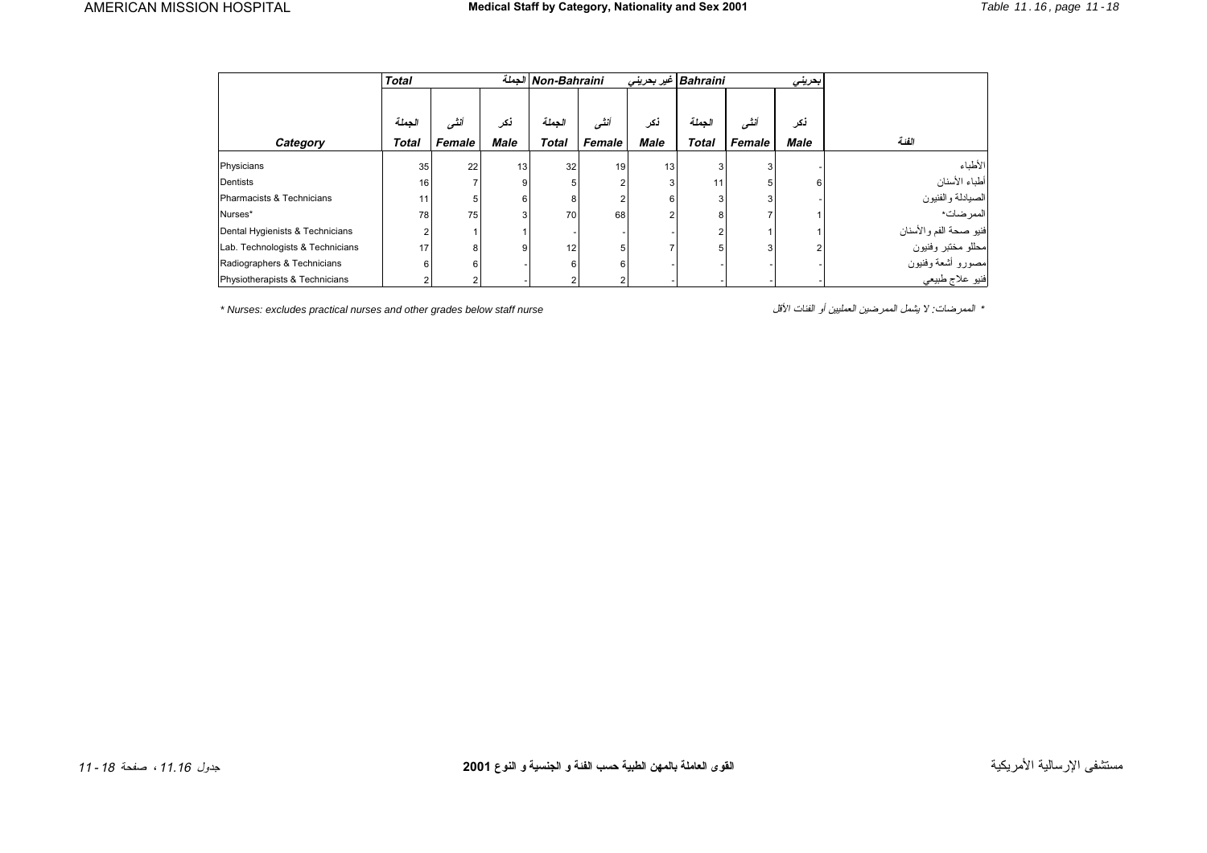| | Total | | الجملة | Non-Bahraini | | غير بحريني | Bahraini | | بحريني | |
|---|---|---|---|---|---|---|---|---|---|---|
| | الجملة | أنثى | ذكر | الجملة | أنثى | ذكر | الجملة | أنثى | ذكر | |
| **Category** | **Total** | **Female** | **Male** | **Total** | **Female** | **Male** | **Total** | **Female** | **Male** | **الفئة** |
| Physicians | 35 | 22 | 13 | 32 | 19 | 13 | 3 | 3 | - | الأطباء |
| Dentists | 16 | 7 | 9 | 5 | 2 | 3 | 11 | 5 | 6 | أطباء الأسنان |
| Pharmacists & Technicians | 11 | 5 | 6 | 8 | 2 | 6 | 3 | 3 | - | الصيادلة والفنيون |
| Nurses* | 78 | 75 | 3 | 70 | 68 | 2 | 8 | 7 | 1 | الممرضات* |
| Dental Hygienists & Technicians | 2 | 1 | 1 | - | - | - | 2 | 1 | 1 | فنيو صحة الفم والأسنان |
| Lab. Technologists & Technicians | 17 | 8 | 9 | 12 | 5 | 7 | 5 | 3 | 2 | محللو مختبر وفنيون |
| Radiographers & Technicians | 6 | 6 | - | 6 | 6 | - | - | - | - | مصورو أشعة وفنيون |
| Physiotherapists & Technicians | 2 | 2 | - | 2 | 2 | - | - | - | - | فنيو علاج طبيعي |

*\* Nurses: excludes practical nurses and other grades below staff nurse*

*\* الممرضات: لا يشمل الممرضين العمليين أو الفئات الأقل*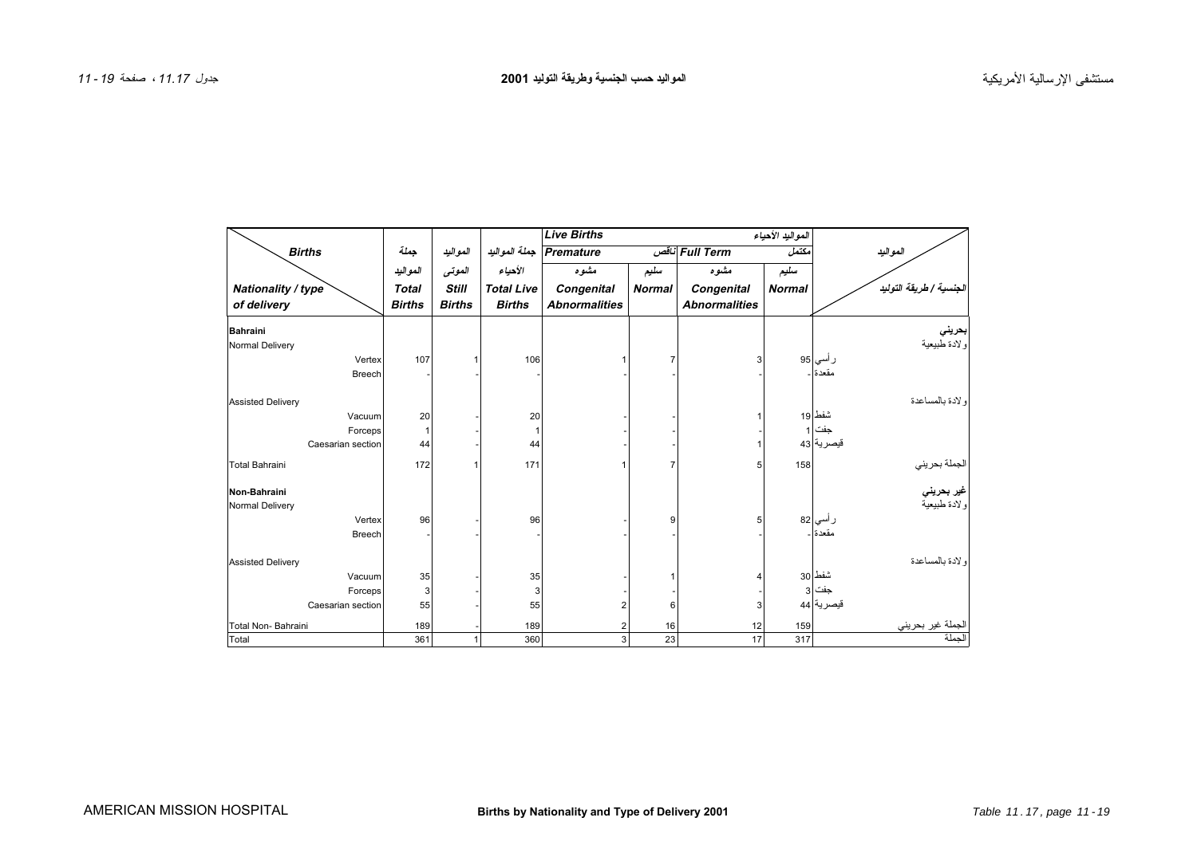# المواليد حسب الجنسية وطريقة التوليد 2001

| Births / Nationality / type of delivery | جملة المواليد Total Births | المواليد الموتى Still Births | جملة المواليد الأحياء Total Live Births | Live Births المواليد الأحياء — Premature ناقص — مشوه Congenital Abnormalities | Premature ناقص — سليم Normal | Full Term مكتمل — مشوه Congenital Abnormalities | Full Term مكتمل — سليم Normal | المواليد / الجنسية / طريقة التوليد |
|---|---|---|---|---|---|---|---|---|
| **Bahraini** | | | | | | | | **بحريني** |
| Normal Delivery | | | | | | | | ولادة طبيعية |
| Vertex | 107 | 1 | 106 | 1 | 7 | 3 | 95 | رأسي |
| Breech | - | - | - | - | - | - | - | مقعدة |
| Assisted Delivery | | | | | | | | ولادة بالمساعدة |
| Vacuum | 20 | - | 20 | - | - | 1 | 19 | شفط |
| Forceps | 1 | - | 1 | - | - | - | 1 | جفت |
| Caesarian section | 44 | - | 44 | - | - | 1 | 43 | قيصرية |
| Total Bahraini | 172 | 1 | 171 | 1 | 7 | 5 | 158 | الجملة بحريني |
| **Non-Bahraini** | | | | | | | | **غير بحريني** |
| Normal Delivery | | | | | | | | ولادة طبيعية |
| Vertex | 96 | - | 96 | - | 9 | 5 | 82 | رأسي |
| Breech | - | - | - | - | - | - | - | مقعدة |
| Assisted Delivery | | | | | | | | ولادة بالمساعدة |
| Vacuum | 35 | - | 35 | - | 1 | 4 | 30 | شفط |
| Forceps | 3 | - | 3 | - | - | - | 3 | جفت |
| Caesarian section | 55 | - | 55 | 2 | 6 | 3 | 44 | قيصرية |
| Total Non- Bahraini | 189 | - | 189 | 2 | 16 | 12 | 159 | الجملة غير بحريني |
| Total | 361 | 1 | 360 | 3 | 23 | 17 | 317 | الجملة |

**Births by Nationality and Type of Delivery 2001**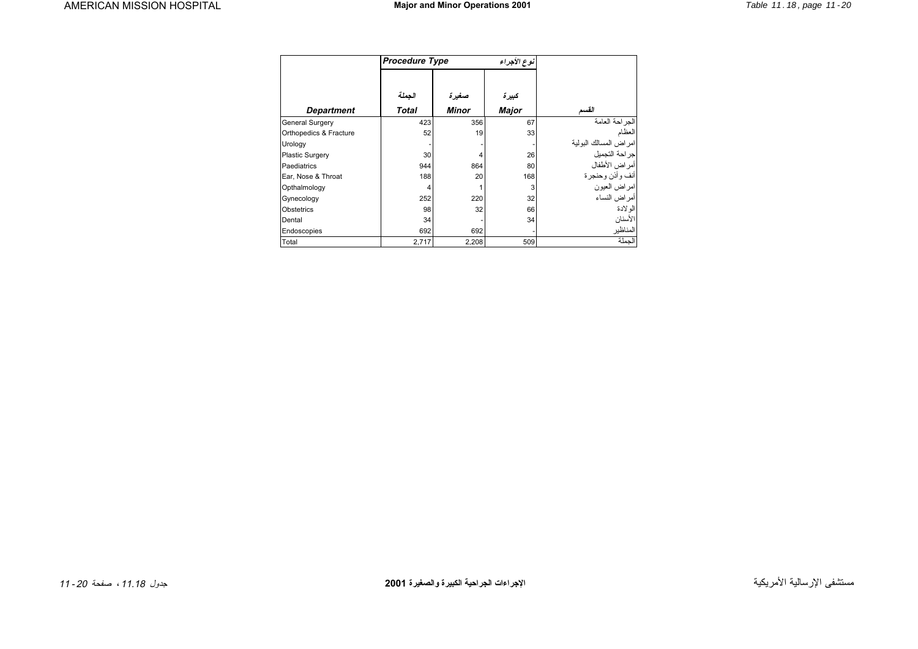| | Procedure Type | | نوع الأجراء | |
|---|---|---|---|---|
| Department | الجملة Total | صغيرة Minor | كبيرة Major | القسم |
| General Surgery | 423 | 356 | 67 | الجراحة العامة |
| Orthopedics & Fracture | 52 | 19 | 33 | العظام |
| Urology | - | - | - | امراض المسالك البولية |
| Plastic Surgery | 30 | 4 | 26 | جراحة التجميل |
| Paediatrics | 944 | 864 | 80 | أمراض الأطفال |
| Ear, Nose & Throat | 188 | 20 | 168 | أنف وأذن وحنجرة |
| Opthalmology | 4 | 1 | 3 | امراض العيون |
| Gynecology | 252 | 220 | 32 | أمراض النساء |
| Obstetrics | 98 | 32 | 66 | الولادة |
| Dental | 34 | - | 34 | الأسنان |
| Endoscopies | 692 | 692 | - | المناظير |
| Total | 2,717 | 2,208 | 509 | الجملة |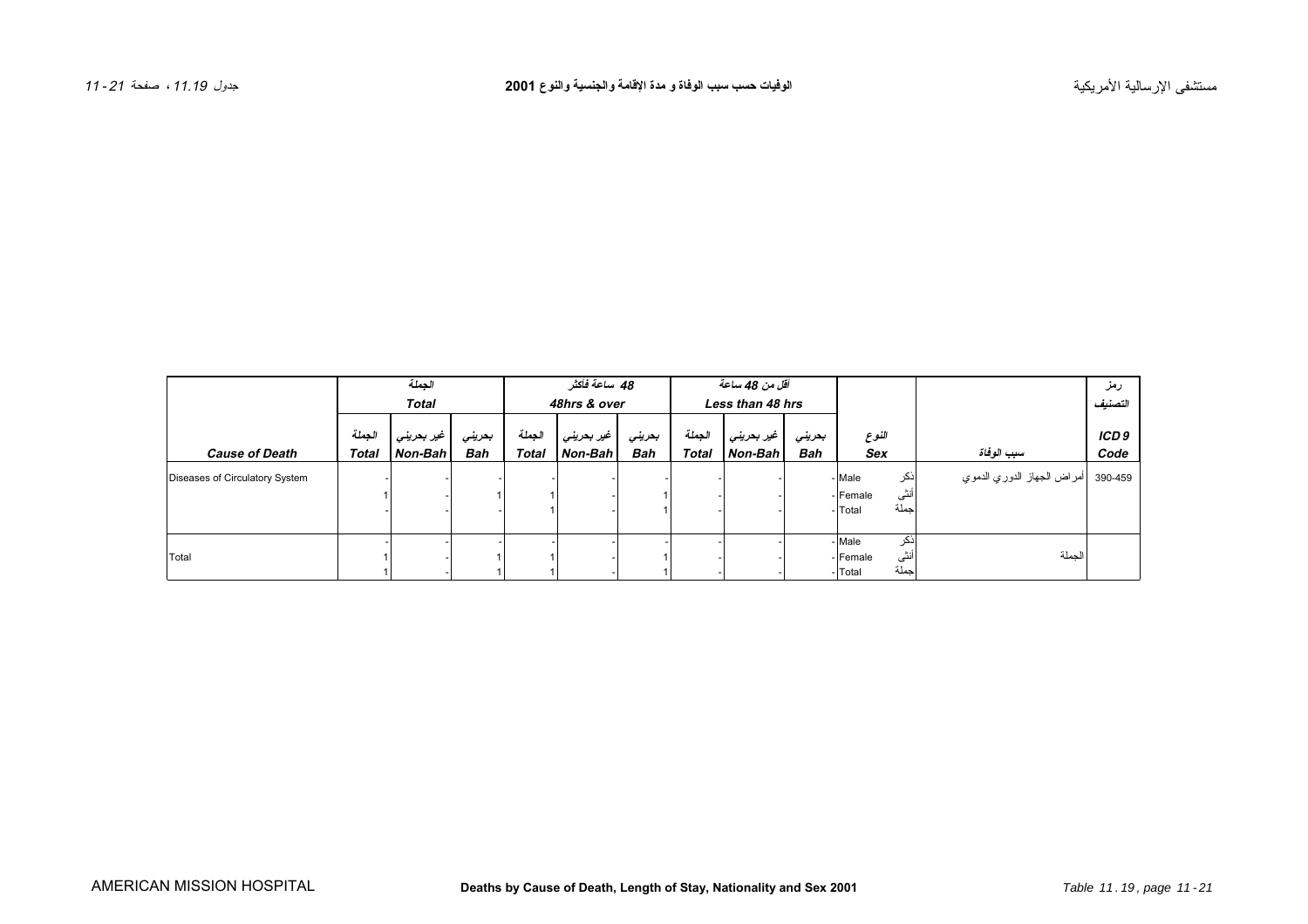# مستشفى الإرسالية الأمريكية

## الوفيات حسب سبب الوفاة و مدة الإقامة والجنسية والنوع 2001

## Deaths by Cause of Death, Length of Stay, Nationality and Sex 2001

| | الجملة Total | | | 48 ساعة فأكثر 48hrs & over | | | أقل من 48 ساعة Less than 48 hrs | | | | | |
|---|---|---|---|---|---|---|---|---|---|---|---|---|
| **Cause of Death** | الجملة **Total** | غير بحريني **Non-Bah** | بحريني **Bah** | الجملة **Total** | غير بحريني **Non-Bah** | بحريني **Bah** | الجملة **Total** | غير بحريني **Non-Bah** | بحريني **Bah** | النوع **Sex** | سبب الوفاة | رمز التصنيف **ICD 9 Code** |
| Diseases of Circulatory System | - | - | - | - | - | - | - | - | - | Male ذكر | أمراض الجهاز الدوري الدموي | 390-459 |
| | 1 | - | 1 | 1 | - | 1 | - | - | - | Female أنثى | | |
| | - | - | - | 1 | - | 1 | - | - | - | Total جملة | | |
| | - | - | - | - | - | - | - | - | - | Male ذكر | | |
| Total | 1 | - | 1 | 1 | - | 1 | - | - | - | Female أنثى | الجملة | |
| | 1 | - | 1 | 1 | - | 1 | - | - | - | Total جملة | | |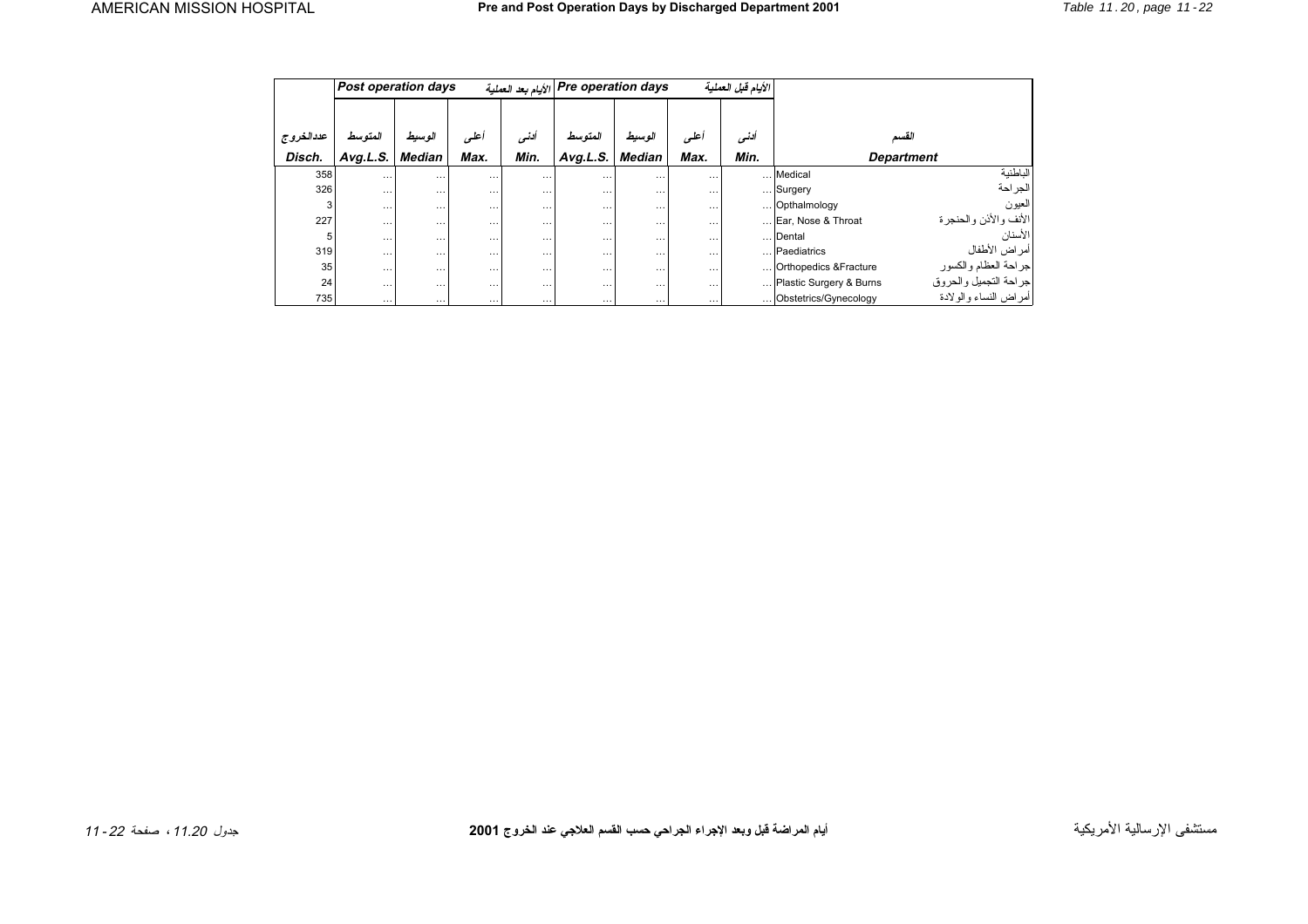# Pre and Post Operation Days by Discharged Department 2001

| | Post operation days | | الأيام بعد العملية | | Pre operation days | | الأيام قبل العملية | | | |
|---|---|---|---|---|---|---|---|---|---|---|
| عددالخروج | المتوسط | الوسيط | أعلى | أدنى | المتوسط | الوسيط | أعلى | أدنى | | القسم |
| Disch. | Avg.L.S. | Median | Max. | Min. | Avg.L.S. | Median | Max. | Min. | Department | |
| 358 | … | … | … | … | … | … | … | … | Medical | الباطنية |
| 326 | … | … | … | … | … | … | … | … | Surgery | الجراحة |
| 3 | … | … | … | … | … | … | … | … | Opthalmology | العيون |
| 227 | … | … | … | … | … | … | … | … | Ear, Nose & Throat | الأنف والأذن والحنجرة |
| 5 | … | … | … | … | … | … | … | … | Dental | الأسنان |
| 319 | … | … | … | … | … | … | … | … | Paediatrics | أمراض الأطفال |
| 35 | … | … | … | … | … | … | … | … | Orthopedics &Fracture | جراحة العظام والكسور |
| 24 | … | … | … | … | … | … | … | … | Plastic Surgery & Burns | جراحة التجميل والحروق |
| 735 | … | … | … | … | … | … | … | … | Obstetrics/Gynecology | أمراض النساء والولادة |

أيام المراضة قبل وبعد الإجراء الجراحي حسب القسم العلاجي عند الخروج 2001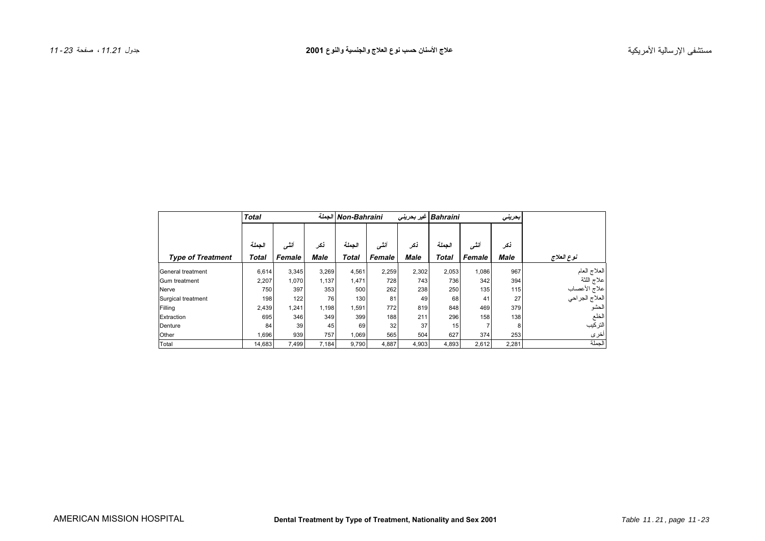# مستشفى الإرسالية الأمريكية

## علاج الأسنان حسب نوع العلاج والجنسية والنوع 2001

جدول 11.21 ، صفحة 23-11

| | Total | | الجملة | Non-Bahraini | | غير بحريني | Bahraini | | بحريني | |
|---|---|---|---|---|---|---|---|---|---|---|
| | الجملة | أنثى | ذكر | الجملة | أنثى | ذكر | الجملة | أنثى | ذكر | |
| **Type of Treatment** | **Total** | **Female** | **Male** | **Total** | **Female** | **Male** | **Total** | **Female** | **Male** | نوع العلاج |
| General treatment | 6,614 | 3,345 | 3,269 | 4,561 | 2,259 | 2,302 | 2,053 | 1,086 | 967 | العلاج العام |
| Gum treatment | 2,207 | 1,070 | 1,137 | 1,471 | 728 | 743 | 736 | 342 | 394 | علاج اللثة |
| Nerve | 750 | 397 | 353 | 500 | 262 | 238 | 250 | 135 | 115 | علاج الأعصاب |
| Surgical treatment | 198 | 122 | 76 | 130 | 81 | 49 | 68 | 41 | 27 | العلاج الجراحي |
| Filling | 2,439 | 1,241 | 1,198 | 1,591 | 772 | 819 | 848 | 469 | 379 | الحشو |
| Extraction | 695 | 346 | 349 | 399 | 188 | 211 | 296 | 158 | 138 | الخلع |
| Denture | 84 | 39 | 45 | 69 | 32 | 37 | 15 | 7 | 8 | التركيب |
| Other | 1,696 | 939 | 757 | 1,069 | 565 | 504 | 627 | 374 | 253 | أخرى |
| Total | 14,683 | 7,499 | 7,184 | 9,790 | 4,887 | 4,903 | 4,893 | 2,612 | 2,281 | الجملة |

AMERICAN MISSION HOSPITAL

**Dental Treatment by Type of Treatment, Nationality and Sex 2001**

*Table 11.21, page 11-23*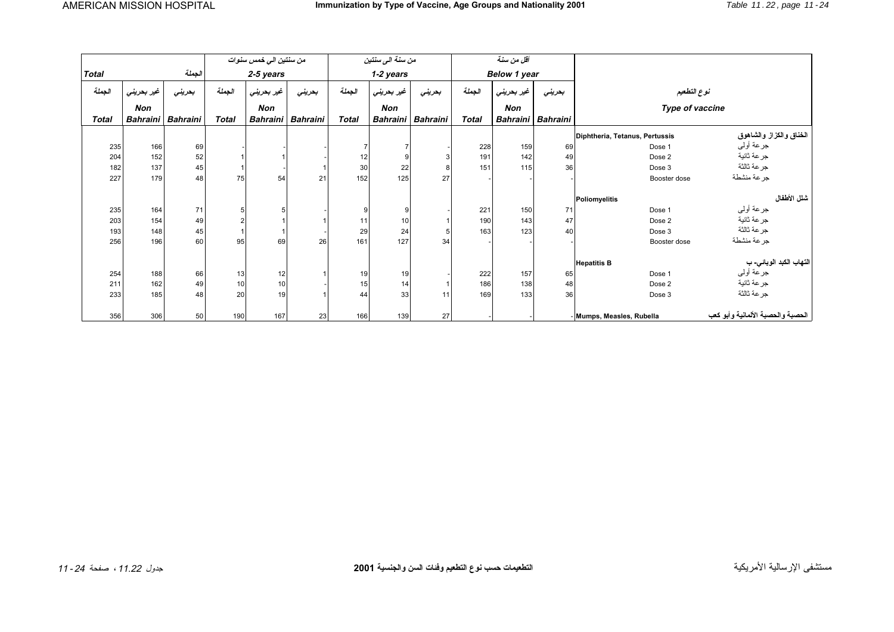# Immunization by Type of Vaccine, Age Groups and Nationality 2001

| Total الجملة | | | 2-5 years من سنتين الي خمس سنوات | | | 1-2 years من سنة الى سنتين | | | Below 1 year أقل من سنة | | | نوع التطعيم Type of vaccine | |
|---|---|---|---|---|---|---|---|---|---|---|---|---|---|
| الجملة Total | غير بحريني Non Bahraini | بحريني Bahraini | الجملة Total | غير بحريني Non Bahraini | بحريني Bahraini | الجملة Total | غير بحريني Non Bahraini | بحريني Bahraini | الجملة Total | غير بحريني Non Bahraini | بحريني Bahraini | | |
| | | | | | | | | | | | | Diphtheria, Tetanus, Pertussis | الخناق والكزاز والشاهوق |
| 235 | 166 | 69 | - | - | - | 7 | 7 | - | 228 | 159 | 69 | Dose 1 | جرعة أولى |
| 204 | 152 | 52 | 1 | 1 | - | 12 | 9 | 3 | 191 | 142 | 49 | Dose 2 | جرعة ثانية |
| 182 | 137 | 45 | 1 | - | 1 | 30 | 22 | 8 | 151 | 115 | 36 | Dose 3 | جرعة ثالثة |
| 227 | 179 | 48 | 75 | 54 | 21 | 152 | 125 | 27 | - | - | - | Booster dose | جرعة منشطة |
| | | | | | | | | | | | | Poliomyelitis | شلل الأطفال |
| 235 | 164 | 71 | 5 | 5 | - | 9 | 9 | - | 221 | 150 | 71 | Dose 1 | جرعة أولى |
| 203 | 154 | 49 | 2 | 1 | 1 | 11 | 10 | 1 | 190 | 143 | 47 | Dose 2 | جرعة ثانية |
| 193 | 148 | 45 | 1 | 1 | - | 29 | 24 | 5 | 163 | 123 | 40 | Dose 3 | جرعة ثالثة |
| 256 | 196 | 60 | 95 | 69 | 26 | 161 | 127 | 34 | - | - | - | Booster dose | جرعة منشطة |
| | | | | | | | | | | | | Hepatitis B | التهاب الكبد الوبائي- ب |
| 254 | 188 | 66 | 13 | 12 | 1 | 19 | 19 | - | 222 | 157 | 65 | Dose 1 | جرعة أولى |
| 211 | 162 | 49 | 10 | 10 | - | 15 | 14 | 1 | 186 | 138 | 48 | Dose 2 | جرعة ثانية |
| 233 | 185 | 48 | 20 | 19 | 1 | 44 | 33 | 11 | 169 | 133 | 36 | Dose 3 | جرعة ثالثة |
| 356 | 306 | 50 | 190 | 167 | 23 | 166 | 139 | 27 | - | - | - | Mumps, Measles, Rubella | الحصبة والحصبة الألمانية وأبو كعب |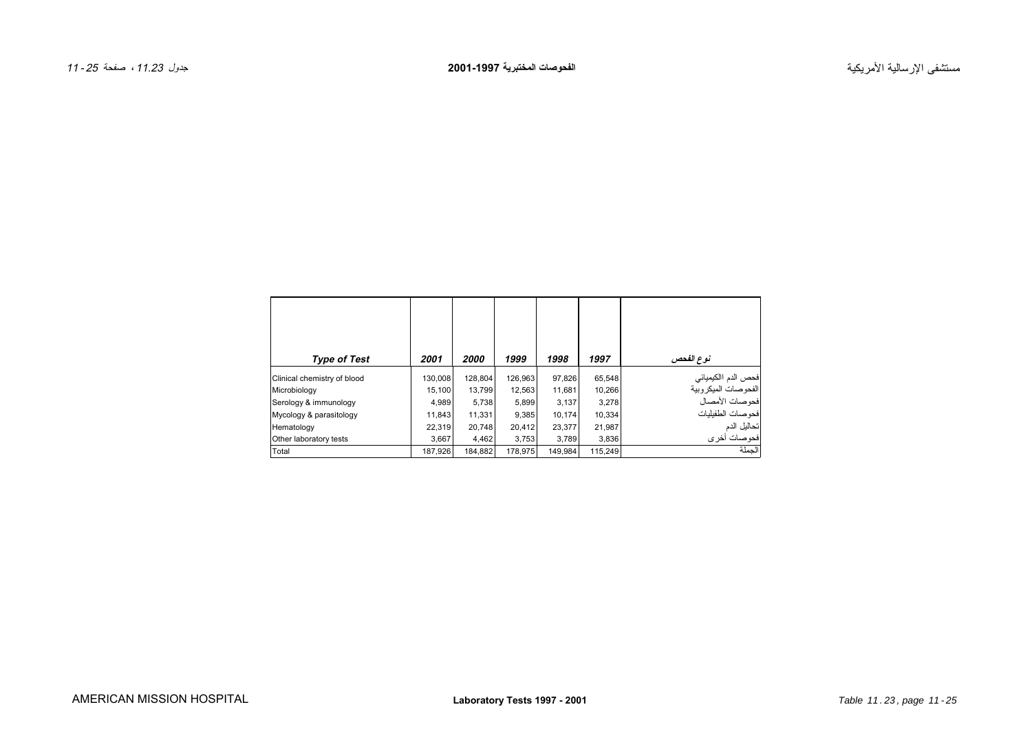| *Type of Test* | *2001* | *2000* | *1999* | *1998* | *1997* | *نوع الفحص* |
|---|---|---|---|---|---|---|
| Clinical chemistry of blood | 130,008 | 128,804 | 126,963 | 97,826 | 65,548 | فحص الدم الكيميائي |
| Microbiology | 15,100 | 13,799 | 12,563 | 11,681 | 10,266 | الفحوصات الميكروبية |
| Serology & immunology | 4,989 | 5,738 | 5,899 | 3,137 | 3,278 | فحوصات الأمصال |
| Mycology & parasitology | 11,843 | 11,331 | 9,385 | 10,174 | 10,334 | فحوصات الطفيليات |
| Hematology | 22,319 | 20,748 | 20,412 | 23,377 | 21,987 | تحاليل الدم |
| Other laboratory tests | 3,667 | 4,462 | 3,753 | 3,789 | 3,836 | فحوصات أخرى |
| Total | 187,926 | 184,882 | 178,975 | 149,984 | 115,249 | الجملة |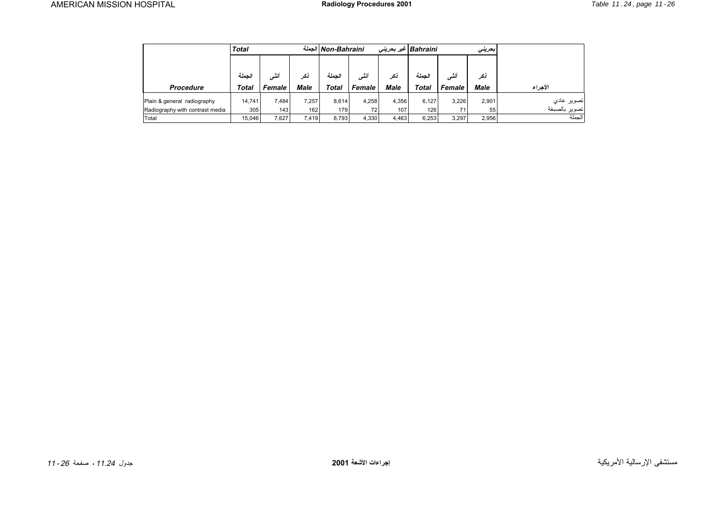| | Total | | الجملة | Non-Bahraini | | غير بحريني | Bahraini | | بحريني | |
|---|---|---|---|---|---|---|---|---|---|---|
| | الجملة | أنثى | ذكر | الجملة | أنثى | ذكر | الجملة | أنثى | ذكر | |
| **Procedure** | **Total** | **Female** | **Male** | **Total** | **Female** | **Male** | **Total** | **Female** | **Male** | الأجراء |
| Plain & general radiography | 14,741 | 7,484 | 7,257 | 8,614 | 4,258 | 4,356 | 6,127 | 3,226 | 2,901 | تصوير عادي |
| Radiography with contrast media | 305 | 143 | 162 | 179 | 72 | 107 | 126 | 71 | 55 | تصوير بالصبغة |
| Total | 15,046 | 7,627 | 7,419 | 8,793 | 4,330 | 4,463 | 6,253 | 3,297 | 2,956 | الجملة |